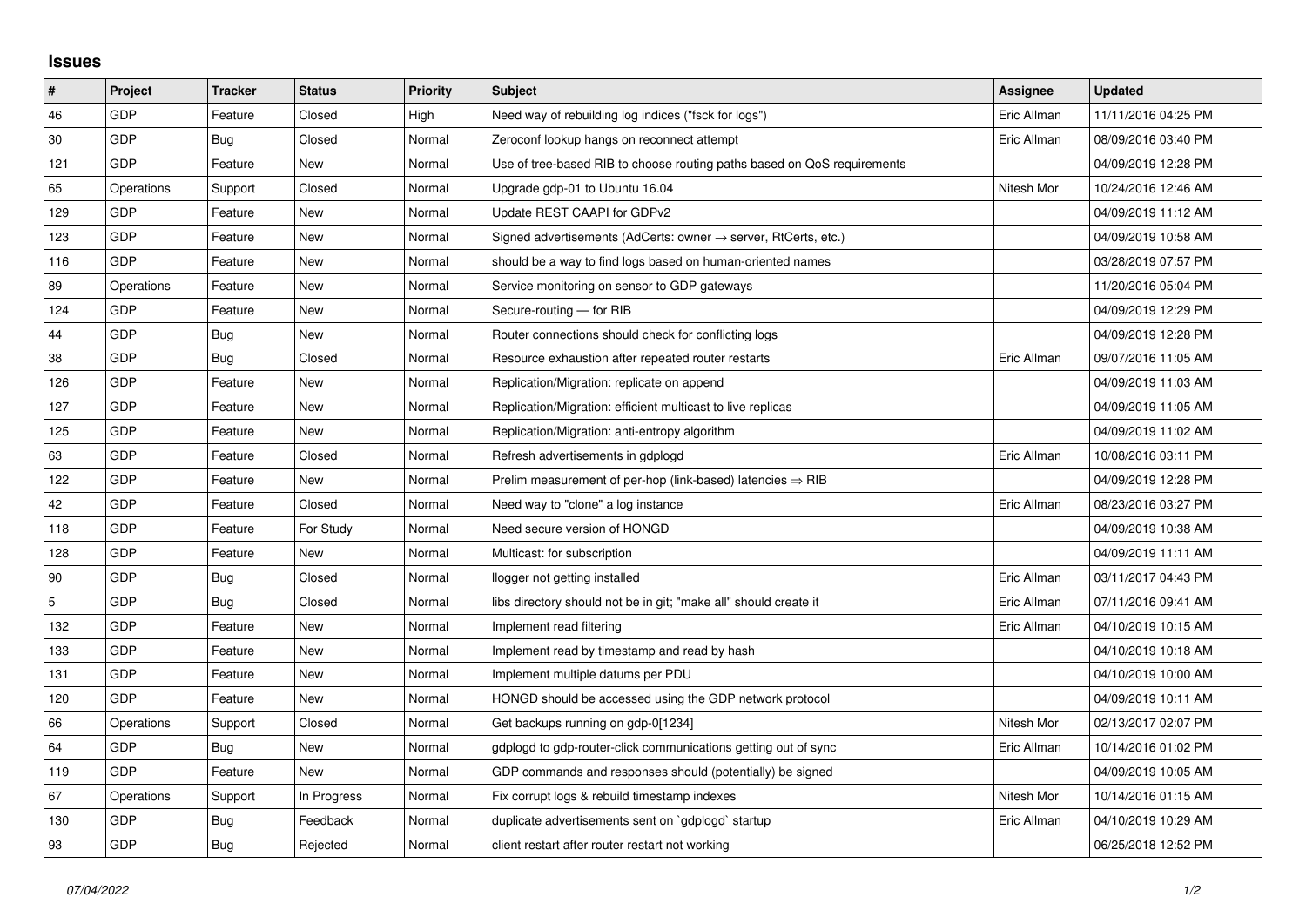## Issues

| # | Project | Tracker | Status | Priority | Subject | Assignee | Updated |
|---|---|---|---|---|---|---|---|
| 46 | GDP | Feature | Closed | High | Need way of rebuilding log indices ("fsck for logs") | Eric Allman | 11/11/2016 04:25 PM |
| 30 | GDP | Bug | Closed | Normal | Zeroconf lookup hangs on reconnect attempt | Eric Allman | 08/09/2016 03:40 PM |
| 121 | GDP | Feature | New | Normal | Use of tree-based RIB to choose routing paths based on QoS requirements | | 04/09/2019 12:28 PM |
| 65 | Operations | Support | Closed | Normal | Upgrade gdp-01 to Ubuntu 16.04 | Nitesh Mor | 10/24/2016 12:46 AM |
| 129 | GDP | Feature | New | Normal | Update REST CAAPI for GDPv2 | | 04/09/2019 11:12 AM |
| 123 | GDP | Feature | New | Normal | Signed advertisements (AdCerts: owner → server, RtCerts, etc.) | | 04/09/2019 10:58 AM |
| 116 | GDP | Feature | New | Normal | should be a way to find logs based on human-oriented names | | 03/28/2019 07:57 PM |
| 89 | Operations | Feature | New | Normal | Service monitoring on sensor to GDP gateways | | 11/20/2016 05:04 PM |
| 124 | GDP | Feature | New | Normal | Secure-routing — for RIB | | 04/09/2019 12:29 PM |
| 44 | GDP | Bug | New | Normal | Router connections should check for conflicting logs | | 04/09/2019 12:28 PM |
| 38 | GDP | Bug | Closed | Normal | Resource exhaustion after repeated router restarts | Eric Allman | 09/07/2016 11:05 AM |
| 126 | GDP | Feature | New | Normal | Replication/Migration: replicate on append | | 04/09/2019 11:03 AM |
| 127 | GDP | Feature | New | Normal | Replication/Migration: efficient multicast to live replicas | | 04/09/2019 11:05 AM |
| 125 | GDP | Feature | New | Normal | Replication/Migration: anti-entropy algorithm | | 04/09/2019 11:02 AM |
| 63 | GDP | Feature | Closed | Normal | Refresh advertisements in gdplogd | Eric Allman | 10/08/2016 03:11 PM |
| 122 | GDP | Feature | New | Normal | Prelim measurement of per-hop (link-based) latencies ⇒ RIB | | 04/09/2019 12:28 PM |
| 42 | GDP | Feature | Closed | Normal | Need way to "clone" a log instance | Eric Allman | 08/23/2016 03:27 PM |
| 118 | GDP | Feature | For Study | Normal | Need secure version of HONGD | | 04/09/2019 10:38 AM |
| 128 | GDP | Feature | New | Normal | Multicast: for subscription | | 04/09/2019 11:11 AM |
| 90 | GDP | Bug | Closed | Normal | llogger not getting installed | Eric Allman | 03/11/2017 04:43 PM |
| 5 | GDP | Bug | Closed | Normal | libs directory should not be in git; "make all" should create it | Eric Allman | 07/11/2016 09:41 AM |
| 132 | GDP | Feature | New | Normal | Implement read filtering | Eric Allman | 04/10/2019 10:15 AM |
| 133 | GDP | Feature | New | Normal | Implement read by timestamp and read by hash | | 04/10/2019 10:18 AM |
| 131 | GDP | Feature | New | Normal | Implement multiple datums per PDU | | 04/10/2019 10:00 AM |
| 120 | GDP | Feature | New | Normal | HONGD should be accessed using the GDP network protocol | | 04/09/2019 10:11 AM |
| 66 | Operations | Support | Closed | Normal | Get backups running on gdp-0[1234] | Nitesh Mor | 02/13/2017 02:07 PM |
| 64 | GDP | Bug | New | Normal | gdplogd to gdp-router-click communications getting out of sync | Eric Allman | 10/14/2016 01:02 PM |
| 119 | GDP | Feature | New | Normal | GDP commands and responses should (potentially) be signed | | 04/09/2019 10:05 AM |
| 67 | Operations | Support | In Progress | Normal | Fix corrupt logs & rebuild timestamp indexes | Nitesh Mor | 10/14/2016 01:15 AM |
| 130 | GDP | Bug | Feedback | Normal | duplicate advertisements sent on `gdplogd` startup | Eric Allman | 04/10/2019 10:29 AM |
| 93 | GDP | Bug | Rejected | Normal | client restart after router restart not working | | 06/25/2018 12:52 PM |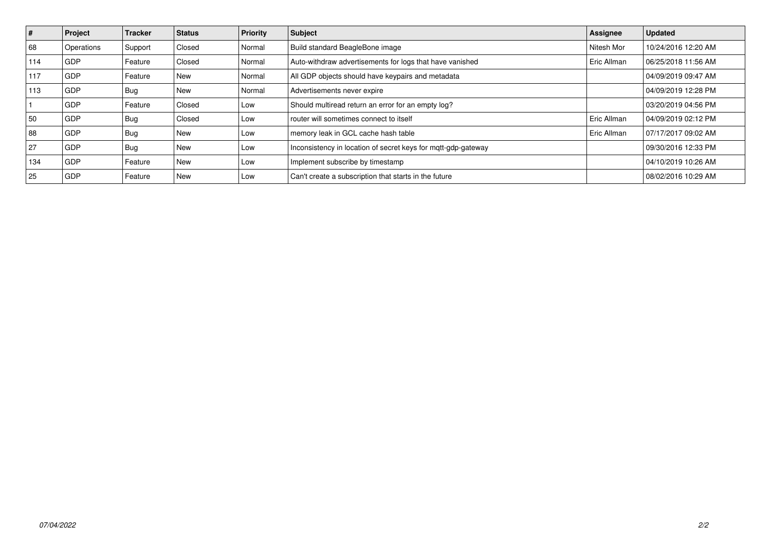| # | Project | Tracker | Status | Priority | Subject | Assignee | Updated |
|---|---|---|---|---|---|---|---|
| 68 | Operations | Support | Closed | Normal | Build standard BeagleBone image | Nitesh Mor | 10/24/2016 12:20 AM |
| 114 | GDP | Feature | Closed | Normal | Auto-withdraw advertisements for logs that have vanished | Eric Allman | 06/25/2018 11:56 AM |
| 117 | GDP | Feature | New | Normal | All GDP objects should have keypairs and metadata | | 04/09/2019 09:47 AM |
| 113 | GDP | Bug | New | Normal | Advertisements never expire | | 04/09/2019 12:28 PM |
| 1 | GDP | Feature | Closed | Low | Should multiread return an error for an empty log? | | 03/20/2019 04:56 PM |
| 50 | GDP | Bug | Closed | Low | router will sometimes connect to itself | Eric Allman | 04/09/2019 02:12 PM |
| 88 | GDP | Bug | New | Low | memory leak in GCL cache hash table | Eric Allman | 07/17/2017 09:02 AM |
| 27 | GDP | Bug | New | Low | Inconsistency in location of secret keys for mqtt-gdp-gateway | | 09/30/2016 12:33 PM |
| 134 | GDP | Feature | New | Low | Implement subscribe by timestamp | | 04/10/2019 10:26 AM |
| 25 | GDP | Feature | New | Low | Can't create a subscription that starts in the future | | 08/02/2016 10:29 AM |